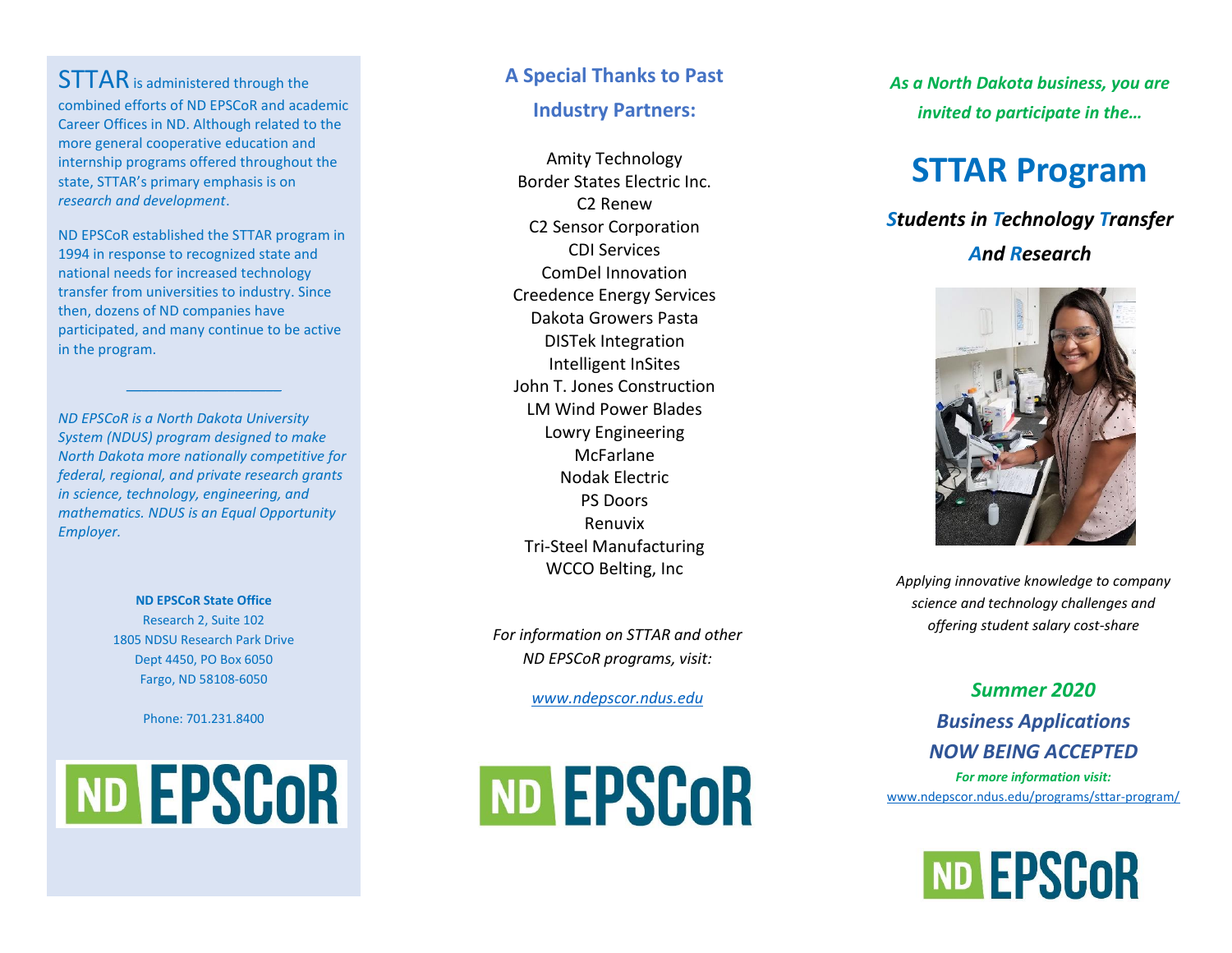**STTAR** is administered through the combined efforts of ND EPSCoR and academic Career Offices in ND. Although related to the more general cooperative education and internship programs offered throughout the state, STTAR's primary emphasis is on *research and development*.

ND EPSCoR established the STTAR program in 1994 in response to recognized state and national needs for increased technology transfer from universities to industry. Since then, dozens of ND companies have participated, and many continue to be active in the program.

---

*ND EPSCoR is a North Dakota University System (NDUS) program designed to make North Dakota more nationally competitive for federal, regional, and private research grants in science, technology, engineering, and mathematics. NDUS is an Equal Opportunity Employer.*

**ND EPSCoR State Office**
Research 2, Suite 102
1805 NDSU Research Park Drive
Dept 4450, PO Box 6050
Fargo, ND 58108-6050

Phone: 701.231.8400

ND EPSCoR

## A Special Thanks to Past Industry Partners:

Amity Technology
Border States Electric Inc.
C2 Renew
C2 Sensor Corporation
CDI Services
ComDel Innovation
Creedence Energy Services
Dakota Growers Pasta
DISTek Integration
Intelligent InSites
John T. Jones Construction
LM Wind Power Blades
Lowry Engineering
McFarlane
Nodak Electric
PS Doors
Renuvix
Tri-Steel Manufacturing
WCCO Belting, Inc

*For information on STTAR and other ND EPSCoR programs, visit:*

*www.ndepscor.ndus.edu*

ND EPSCoR

***As a North Dakota business, you are invited to participate in the…***

# STTAR Program

## *Students in Technology Transfer And Research*

*Applying innovative knowledge to company science and technology challenges and offering student salary cost-share*

***Summer 2020***
***Business Applications***
***NOW BEING ACCEPTED***

***For more information visit:***
www.ndepscor.ndus.edu/programs/sttar-program/

ND EPSCoR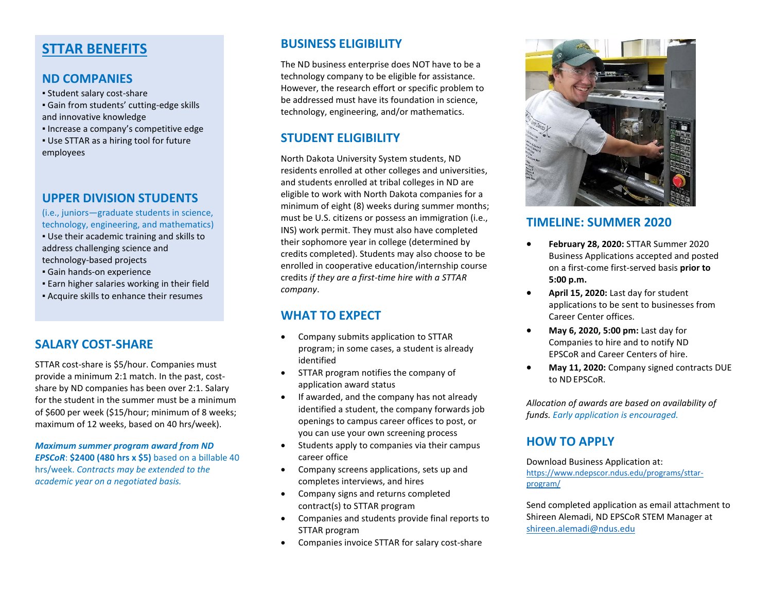## STTAR BENEFITS

### ND COMPANIES

- Student salary cost-share
- Gain from students' cutting-edge skills and innovative knowledge
- Increase a company's competitive edge
- Use STTAR as a hiring tool for future employees

### UPPER DIVISION STUDENTS

(i.e., juniors—graduate students in science, technology, engineering, and mathematics)

- Use their academic training and skills to address challenging science and technology-based projects
- Gain hands-on experience
- Earn higher salaries working in their field
- Acquire skills to enhance their resumes

## SALARY COST-SHARE

STTAR cost-share is $5/hour. Companies must provide a minimum 2:1 match. In the past, cost-share by ND companies has been over 2:1. Salary for the student in the summer must be a minimum of $600 per week ($15/hour; minimum of 8 weeks; maximum of 12 weeks, based on 40 hrs/week).

***Maximum summer program award from ND EPSCoR*: $2400 (480 hrs x $5)** based on a billable 40 hrs/week. *Contracts may be extended to the academic year on a negotiated basis.*

## BUSINESS ELIGIBILITY

The ND business enterprise does NOT have to be a technology company to be eligible for assistance. However, the research effort or specific problem to be addressed must have its foundation in science, technology, engineering, and/or mathematics.

## STUDENT ELIGIBILITY

North Dakota University System students, ND residents enrolled at other colleges and universities, and students enrolled at tribal colleges in ND are eligible to work with North Dakota companies for a minimum of eight (8) weeks during summer months; must be U.S. citizens or possess an immigration (i.e., INS) work permit. They must also have completed their sophomore year in college (determined by credits completed). Students may also choose to be enrolled in cooperative education/internship course credits *if they are a first-time hire with a STTAR company*.

## WHAT TO EXPECT

- Company submits application to STTAR program; in some cases, a student is already identified
- STTAR program notifies the company of application award status
- If awarded, and the company has not already identified a student, the company forwards job openings to campus career offices to post, or you can use your own screening process
- Students apply to companies via their campus career office
- Company screens applications, sets up and completes interviews, and hires
- Company signs and returns completed contract(s) to STTAR program
- Companies and students provide final reports to STTAR program
- Companies invoice STTAR for salary cost-share

## TIMELINE: SUMMER 2020

- **February 28, 2020:** STTAR Summer 2020 Business Applications accepted and posted on a first-come first-served basis **prior to 5:00 p.m.**
- **April 15, 2020:** Last day for student applications to be sent to businesses from Career Center offices.
- **May 6, 2020, 5:00 pm:** Last day for Companies to hire and to notify ND EPSCoR and Career Centers of hire.
- **May 11, 2020:** Company signed contracts DUE to ND EPSCoR.

*Allocation of awards are based on availability of funds. Early application is encouraged.*

## HOW TO APPLY

Download Business Application at:
https://www.ndepscor.ndus.edu/programs/sttar-program/

Send completed application as email attachment to Shireen Alemadi, ND EPSCoR STEM Manager at shireen.alemadi@ndus.edu